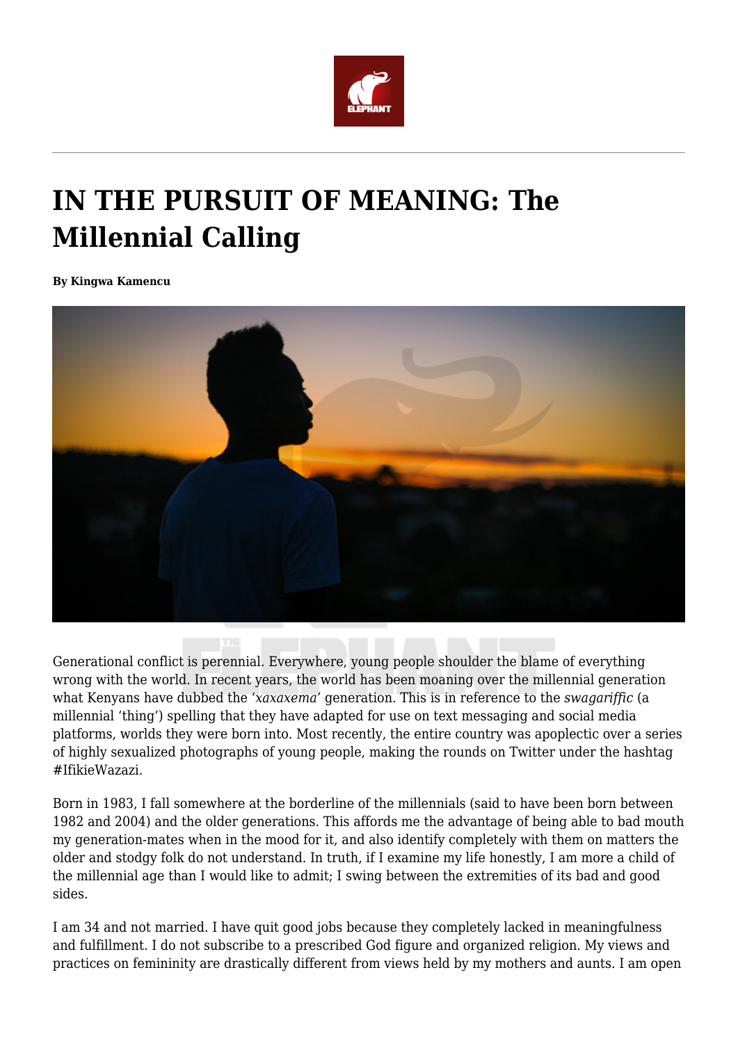# IN THE PURSUIT OF MEANING: The Millennial Calling

**By Kingwa Kamencu**

Generational conflict is perennial. Everywhere, young people shoulder the blame of everything wrong with the world. In recent years, the world has been moaning over the millennial generation what Kenyans have dubbed the '*xaxaxema*' generation. This is in reference to the *swagariffic* (a millennial 'thing') spelling that they have adapted for use on text messaging and social media platforms, worlds they were born into. Most recently, the entire country was apoplectic over a series of highly sexualized photographs of young people, making the rounds on Twitter under the hashtag #IfikieWazazi.

Born in 1983, I fall somewhere at the borderline of the millennials (said to have been born between 1982 and 2004) and the older generations. This affords me the advantage of being able to bad mouth my generation-mates when in the mood for it, and also identify completely with them on matters the older and stodgy folk do not understand. In truth, if I examine my life honestly, I am more a child of the millennial age than I would like to admit; I swing between the extremities of its bad and good sides.

I am 34 and not married. I have quit good jobs because they completely lacked in meaningfulness and fulfillment. I do not subscribe to a prescribed God figure and organized religion. My views and practices on femininity are drastically different from views held by my mothers and aunts. I am open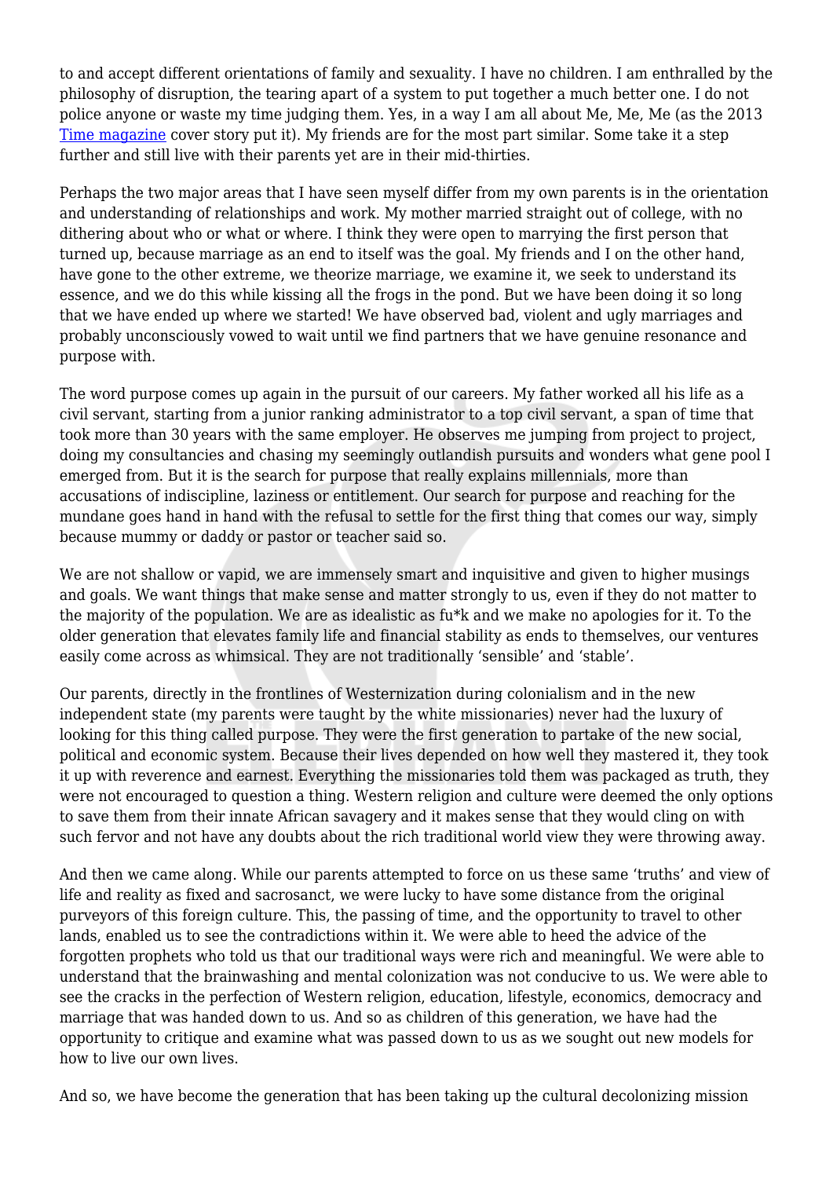to and accept different orientations of family and sexuality. I have no children. I am enthralled by the philosophy of disruption, the tearing apart of a system to put together a much better one. I do not police anyone or waste my time judging them. Yes, in a way I am all about Me, Me, Me (as the 2013 Time magazine cover story put it). My friends are for the most part similar. Some take it a step further and still live with their parents yet are in their mid-thirties.

Perhaps the two major areas that I have seen myself differ from my own parents is in the orientation and understanding of relationships and work. My mother married straight out of college, with no dithering about who or what or where. I think they were open to marrying the first person that turned up, because marriage as an end to itself was the goal. My friends and I on the other hand, have gone to the other extreme, we theorize marriage, we examine it, we seek to understand its essence, and we do this while kissing all the frogs in the pond. But we have been doing it so long that we have ended up where we started! We have observed bad, violent and ugly marriages and probably unconsciously vowed to wait until we find partners that we have genuine resonance and purpose with.

The word purpose comes up again in the pursuit of our careers. My father worked all his life as a civil servant, starting from a junior ranking administrator to a top civil servant, a span of time that took more than 30 years with the same employer. He observes me jumping from project to project, doing my consultancies and chasing my seemingly outlandish pursuits and wonders what gene pool I emerged from. But it is the search for purpose that really explains millennials, more than accusations of indiscipline, laziness or entitlement. Our search for purpose and reaching for the mundane goes hand in hand with the refusal to settle for the first thing that comes our way, simply because mummy or daddy or pastor or teacher said so.

We are not shallow or vapid, we are immensely smart and inquisitive and given to higher musings and goals. We want things that make sense and matter strongly to us, even if they do not matter to the majority of the population. We are as idealistic as fu*k and we make no apologies for it. To the older generation that elevates family life and financial stability as ends to themselves, our ventures easily come across as whimsical. They are not traditionally 'sensible' and 'stable'.

Our parents, directly in the frontlines of Westernization during colonialism and in the new independent state (my parents were taught by the white missionaries) never had the luxury of looking for this thing called purpose. They were the first generation to partake of the new social, political and economic system. Because their lives depended on how well they mastered it, they took it up with reverence and earnest. Everything the missionaries told them was packaged as truth, they were not encouraged to question a thing. Western religion and culture were deemed the only options to save them from their innate African savagery and it makes sense that they would cling on with such fervor and not have any doubts about the rich traditional world view they were throwing away.

And then we came along. While our parents attempted to force on us these same 'truths' and view of life and reality as fixed and sacrosanct, we were lucky to have some distance from the original purveyors of this foreign culture. This, the passing of time, and the opportunity to travel to other lands, enabled us to see the contradictions within it. We were able to heed the advice of the forgotten prophets who told us that our traditional ways were rich and meaningful. We were able to understand that the brainwashing and mental colonization was not conducive to us. We were able to see the cracks in the perfection of Western religion, education, lifestyle, economics, democracy and marriage that was handed down to us. And so as children of this generation, we have had the opportunity to critique and examine what was passed down to us as we sought out new models for how to live our own lives.

And so, we have become the generation that has been taking up the cultural decolonizing mission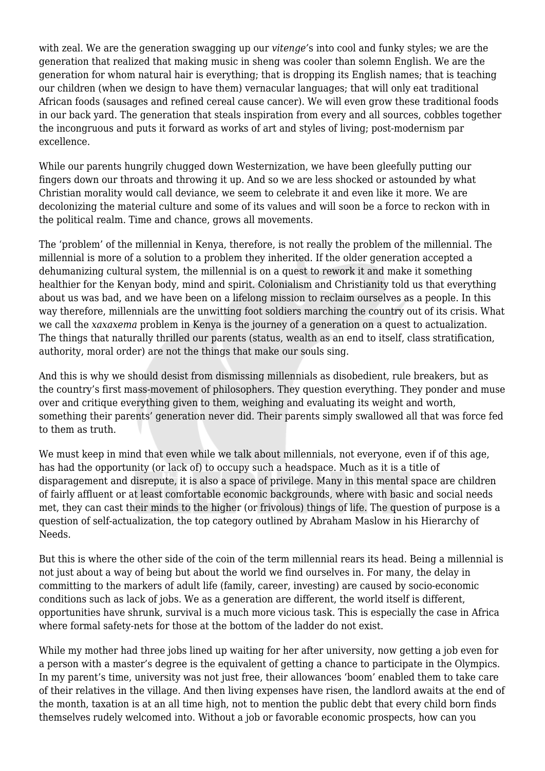with zeal. We are the generation swagging up our *vitenge*'s into cool and funky styles; we are the generation that realized that making music in sheng was cooler than solemn English. We are the generation for whom natural hair is everything; that is dropping its English names; that is teaching our children (when we design to have them) vernacular languages; that will only eat traditional African foods (sausages and refined cereal cause cancer). We will even grow these traditional foods in our back yard. The generation that steals inspiration from every and all sources, cobbles together the incongruous and puts it forward as works of art and styles of living; post-modernism par excellence.

While our parents hungrily chugged down Westernization, we have been gleefully putting our fingers down our throats and throwing it up. And so we are less shocked or astounded by what Christian morality would call deviance, we seem to celebrate it and even like it more. We are decolonizing the material culture and some of its values and will soon be a force to reckon with in the political realm. Time and chance, grows all movements.

The 'problem' of the millennial in Kenya, therefore, is not really the problem of the millennial. The millennial is more of a solution to a problem they inherited. If the older generation accepted a dehumanizing cultural system, the millennial is on a quest to rework it and make it something healthier for the Kenyan body, mind and spirit. Colonialism and Christianity told us that everything about us was bad, and we have been on a lifelong mission to reclaim ourselves as a people. In this way therefore, millennials are the unwitting foot soldiers marching the country out of its crisis. What we call the *xaxaxema* problem in Kenya is the journey of a generation on a quest to actualization. The things that naturally thrilled our parents (status, wealth as an end to itself, class stratification, authority, moral order) are not the things that make our souls sing.

And this is why we should desist from dismissing millennials as disobedient, rule breakers, but as the country's first mass-movement of philosophers. They question everything. They ponder and muse over and critique everything given to them, weighing and evaluating its weight and worth, something their parents' generation never did. Their parents simply swallowed all that was force fed to them as truth.

We must keep in mind that even while we talk about millennials, not everyone, even if of this age, has had the opportunity (or lack of) to occupy such a headspace. Much as it is a title of disparagement and disrepute, it is also a space of privilege. Many in this mental space are children of fairly affluent or at least comfortable economic backgrounds, where with basic and social needs met, they can cast their minds to the higher (or frivolous) things of life. The question of purpose is a question of self-actualization, the top category outlined by Abraham Maslow in his Hierarchy of Needs.

But this is where the other side of the coin of the term millennial rears its head. Being a millennial is not just about a way of being but about the world we find ourselves in. For many, the delay in committing to the markers of adult life (family, career, investing) are caused by socio-economic conditions such as lack of jobs. We as a generation are different, the world itself is different, opportunities have shrunk, survival is a much more vicious task. This is especially the case in Africa where formal safety-nets for those at the bottom of the ladder do not exist.

While my mother had three jobs lined up waiting for her after university, now getting a job even for a person with a master's degree is the equivalent of getting a chance to participate in the Olympics. In my parent's time, university was not just free, their allowances 'boom' enabled them to take care of their relatives in the village. And then living expenses have risen, the landlord awaits at the end of the month, taxation is at an all time high, not to mention the public debt that every child born finds themselves rudely welcomed into. Without a job or favorable economic prospects, how can you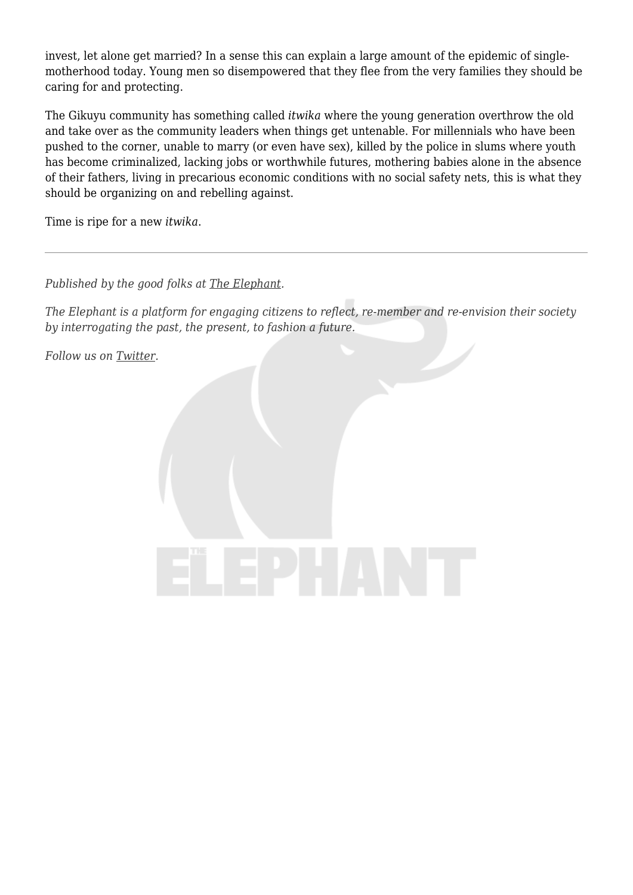invest, let alone get married? In a sense this can explain a large amount of the epidemic of single-motherhood today. Young men so disempowered that they flee from the very families they should be caring for and protecting.

The Gikuyu community has something called *itwika* where the young generation overthrow the old and take over as the community leaders when things get untenable. For millennials who have been pushed to the corner, unable to marry (or even have sex), killed by the police in slums where youth has become criminalized, lacking jobs or worthwhile futures, mothering babies alone in the absence of their fathers, living in precarious economic conditions with no social safety nets, this is what they should be organizing on and rebelling against.

Time is ripe for a new *itwika*.

---

*Published by the good folks at The Elephant.*

*The Elephant is a platform for engaging citizens to reflect, re-member and re-envision their society by interrogating the past, the present, to fashion a future.*

*Follow us on Twitter.*